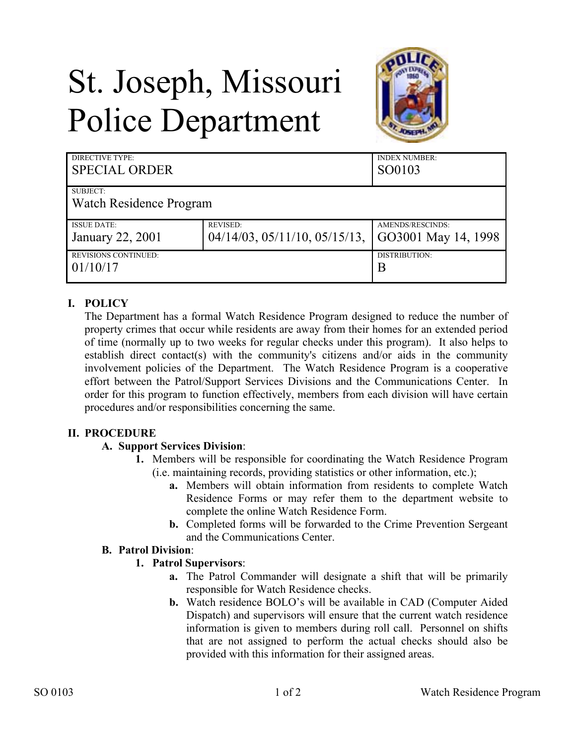# St. Joseph, Missouri Police Department

| DIRECTIVE TYPE: SPECIAL ORDER | | INDEX NUMBER: SO0103 |
|---|---|---|
| SUBJECT: Watch Residence Program | | |
| ISSUE DATE: January 22, 2001 | REVISED: 04/14/03, 05/11/10, 05/15/13, | AMENDS/RESCINDS: GO3001 May 14, 1998 |
| REVISIONS CONTINUED: 01/10/17 | | DISTRIBUTION: B |

## I. POLICY

The Department has a formal Watch Residence Program designed to reduce the number of property crimes that occur while residents are away from their homes for an extended period of time (normally up to two weeks for regular checks under this program). It also helps to establish direct contact(s) with the community's citizens and/or aids in the community involvement policies of the Department. The Watch Residence Program is a cooperative effort between the Patrol/Support Services Divisions and the Communications Center. In order for this program to function effectively, members from each division will have certain procedures and/or responsibilities concerning the same.

## II. PROCEDURE

### A. Support Services Division:

1. Members will be responsible for coordinating the Watch Residence Program (i.e. maintaining records, providing statistics or other information, etc.);
   - **a.** Members will obtain information from residents to complete Watch Residence Forms or may refer them to the department website to complete the online Watch Residence Form.
   - **b.** Completed forms will be forwarded to the Crime Prevention Sergeant and the Communications Center.

### B. Patrol Division:

1. **Patrol Supervisors**:
   - **a.** The Patrol Commander will designate a shift that will be primarily responsible for Watch Residence checks.
   - **b.** Watch residence BOLO's will be available in CAD (Computer Aided Dispatch) and supervisors will ensure that the current watch residence information is given to members during roll call. Personnel on shifts that are not assigned to perform the actual checks should also be provided with this information for their assigned areas.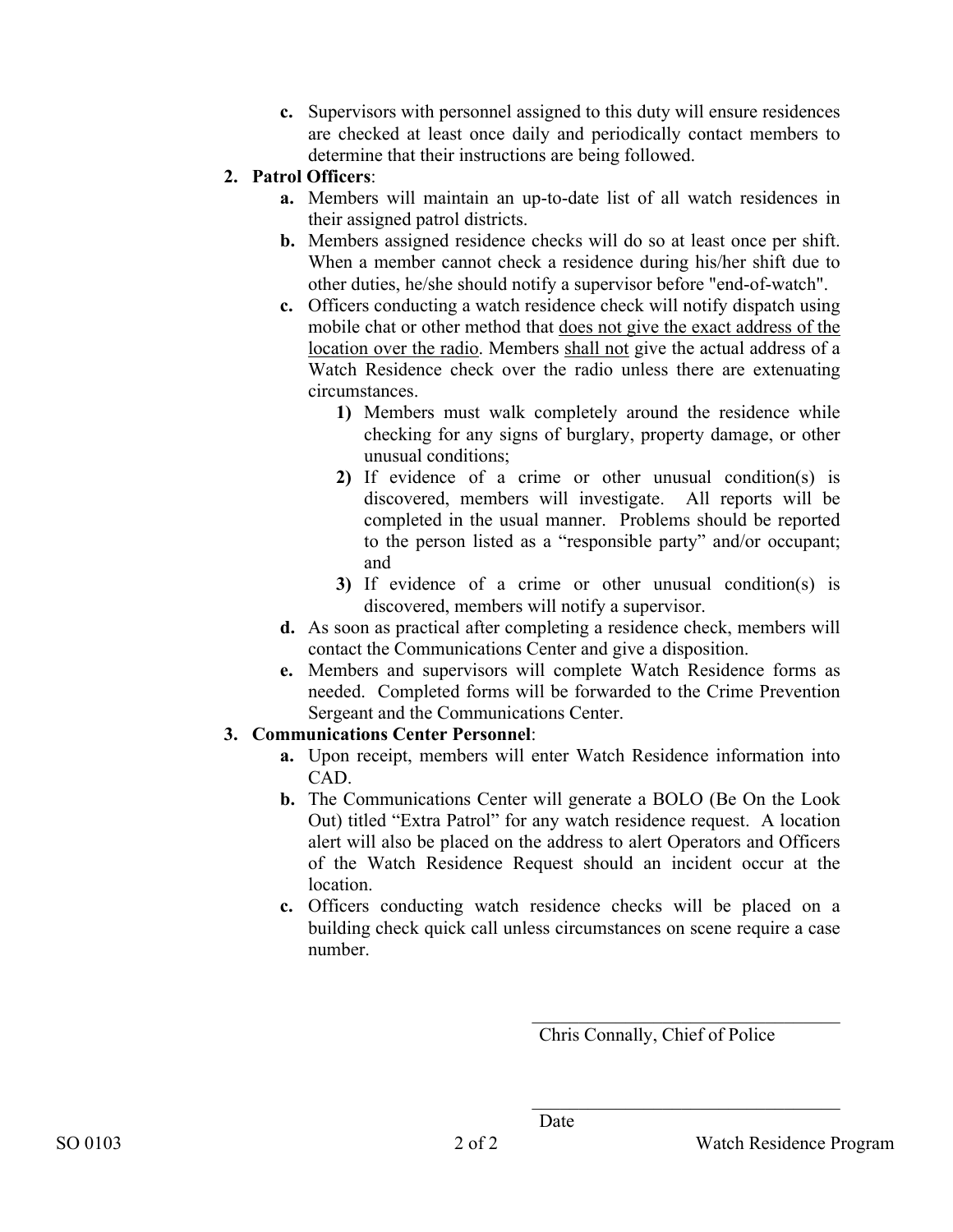c. Supervisors with personnel assigned to this duty will ensure residences are checked at least once daily and periodically contact members to determine that their instructions are being followed.

2. **Patrol Officers**:
   a. Members will maintain an up-to-date list of all watch residences in their assigned patrol districts.
   b. Members assigned residence checks will do so at least once per shift. When a member cannot check a residence during his/her shift due to other duties, he/she should notify a supervisor before "end-of-watch".
   c. Officers conducting a watch residence check will notify dispatch using mobile chat or other method that <u>does not give the exact address of the location over the radio</u>. Members <u>shall not</u> give the actual address of a Watch Residence check over the radio unless there are extenuating circumstances.
      1) Members must walk completely around the residence while checking for any signs of burglary, property damage, or other unusual conditions;
      2) If evidence of a crime or other unusual condition(s) is discovered, members will investigate. All reports will be completed in the usual manner. Problems should be reported to the person listed as a "responsible party" and/or occupant; and
      3) If evidence of a crime or other unusual condition(s) is discovered, members will notify a supervisor.
   d. As soon as practical after completing a residence check, members will contact the Communications Center and give a disposition.
   e. Members and supervisors will complete Watch Residence forms as needed. Completed forms will be forwarded to the Crime Prevention Sergeant and the Communications Center.

3. **Communications Center Personnel**:
   a. Upon receipt, members will enter Watch Residence information into CAD.
   b. The Communications Center will generate a BOLO (Be On the Look Out) titled "Extra Patrol" for any watch residence request. A location alert will also be placed on the address to alert Operators and Officers of the Watch Residence Request should an incident occur at the location.
   c. Officers conducting watch residence checks will be placed on a building check quick call unless circumstances on scene require a case number.

\_\_\_\_\_\_\_\_\_\_\_\_\_\_\_\_\_\_\_\_\_\_\_\_\_\_\_\_\_\_\_\_

Chris Connally, Chief of Police

\_\_\_\_\_\_\_\_\_\_\_\_\_\_\_\_\_\_\_\_\_\_\_\_\_\_\_\_\_\_\_\_

Date